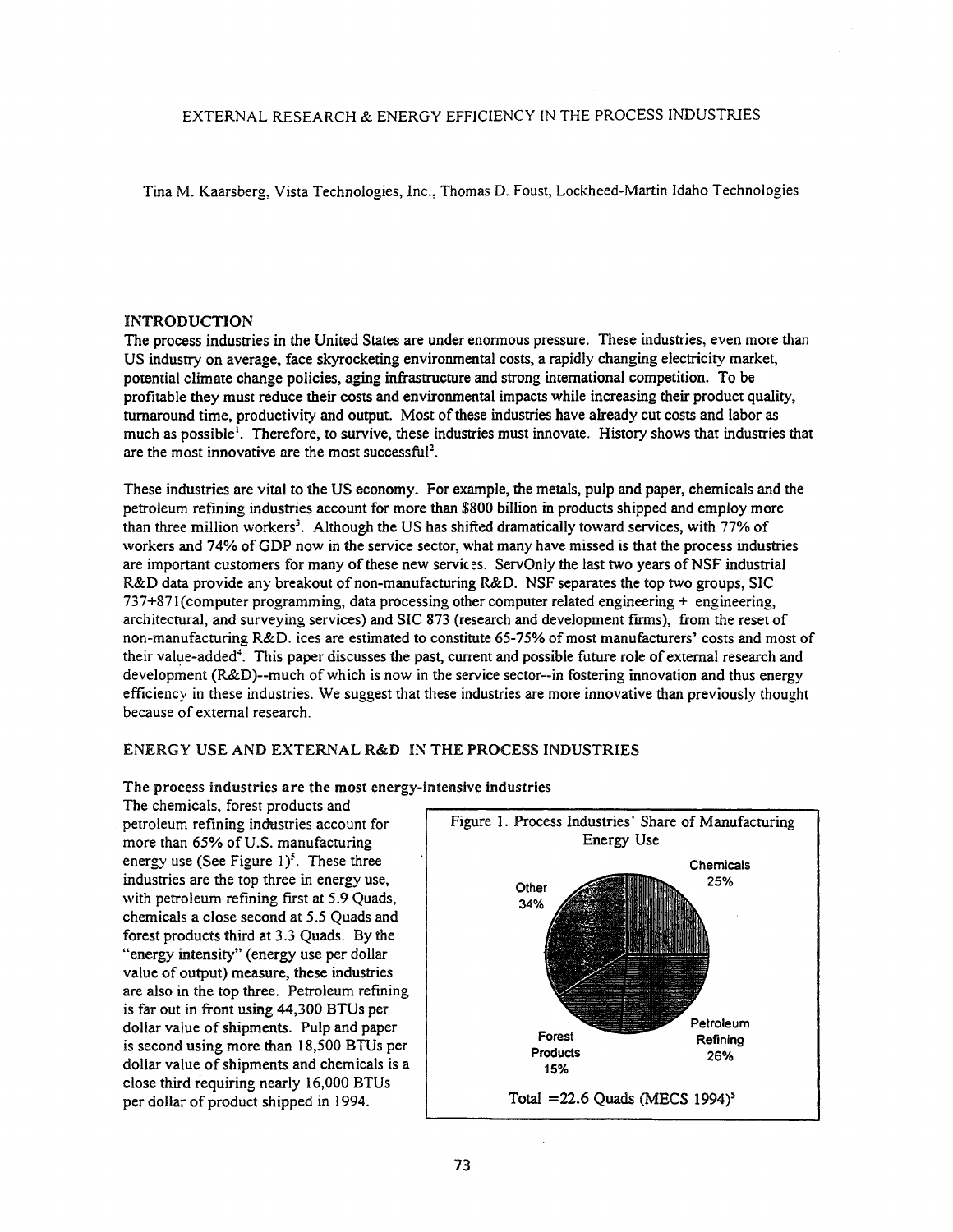EXTERNAL RESEARCH & ENERGY EFFICIENCY IN THE PROCESS INDUSTRIES

Tina M. Kaarsberg, Vista Technologies, Inc., Thomas D. Foust, Lockheed-Martin Idaho Technologies

## INTRODUCTION

The process industries in the United States are under enormous pressure. These industries, even more than US industry on average, face skyrocketing environmental costs, a rapidly changing electricity market, potential climate change policies, aging infrastructure and strong international competition. To be profitable they must reduce their costs and environmental impacts while increasing their product quality, turnaround time, productivity and output. Most of these industries have already cut costs and labor as much as possible[1]. Therefore, to survive, these industries must innovate. History shows that industries that are the most innovative are the most successful[2].

These industries are vital to the US economy. For example, the metals, pulp and paper, chemicals and the petroleum refining industries account for more than $800 billion in products shipped and employ more than three million workers[3]. Although the US has shifted dramatically toward services, with 77% of workers and 74% of GDP now in the service sector, what many have missed is that the process industries are important customers for many of these new services. ServOnly the last two years of NSF industrial R&D data provide any breakout of non-manufacturing R&D. NSF separates the top two groups, SIC 737+871(computer programming, data processing other computer related engineering + engineering, architectural, and surveying services) and SIC 873 (research and development firms), from the reset of non-manufacturing R&D. ices are estimated to constitute 65-75% of most manufacturers' costs and most of their value-added[4]. This paper discusses the past, current and possible future role of external research and development (R&D)--much of which is now in the service sector--in fostering innovation and thus energy efficiency in these industries. We suggest that these industries are more innovative than previously thought because of external research.

## ENERGY USE AND EXTERNAL R&D IN THE PROCESS INDUSTRIES

### The process industries are the most energy-intensive industries

The chemicals, forest products and petroleum refining industries account for more than 65% of U.S. manufacturing energy use (See Figure 1)[5]. These three industries are the top three in energy use, with petroleum refining first at 5.9 Quads, chemicals a close second at 5.5 Quads and forest products third at 3.3 Quads. By the "energy intensity" (energy use per dollar value of output) measure, these industries are also in the top three. Petroleum refining is far out in front using 44,300 BTUs per dollar value of shipments. Pulp and paper is second using more than 18,500 BTUs per dollar value of shipments and chemicals is a close third requiring nearly 16,000 BTUs per dollar of product shipped in 1994.

Figure 1. Process Industries' Share of Manufacturing Energy Use

Chemicals 25%; Petroleum Refining 26%; Forest Products 15%; Other 34%

Total =22.6 Quads (MECS 1994)[5]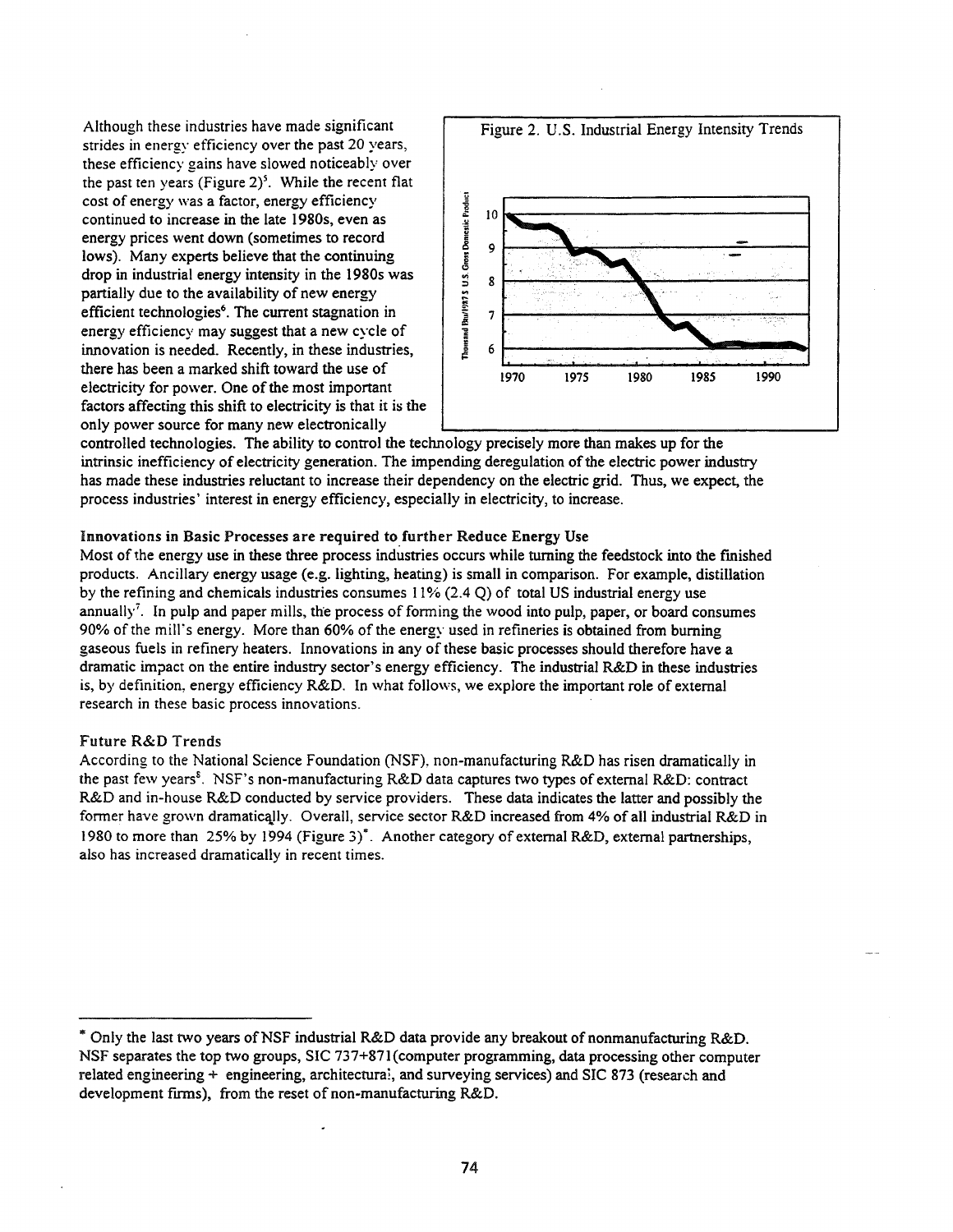Although these industries have made significant strides in energy efficiency over the past 20 years, these efficiency gains have slowed noticeably over the past ten years (Figure 2)[5]. While the recent flat cost of energy was a factor, energy efficiency continued to increase in the late 1980s, even as energy prices went down (sometimes to record lows). Many experts believe that the continuing drop in industrial energy intensity in the 1980s was partially due to the availability of new energy efficient technologies[6]. The current stagnation in energy efficiency may suggest that a new cycle of innovation is needed. Recently, in these industries, there has been a marked shift toward the use of electricity for power. One of the most important factors affecting this shift to electricity is that it is the only power source for many new electronically controlled technologies. The ability to control the technology precisely more than makes up for the intrinsic inefficiency of electricity generation. The impending deregulation of the electric power industry has made these industries reluctant to increase their dependency on the electric grid. Thus, we expect, the process industries' interest in energy efficiency, especially in electricity, to increase.

Figure 2. U.S. Industrial Energy Intensity Trends

### Innovations in Basic Processes are required to further Reduce Energy Use

Most of the energy use in these three process industries occurs while turning the feedstock into the finished products. Ancillary energy usage (e.g. lighting, heating) is small in comparison. For example, distillation by the refining and chemicals industries consumes 11% (2.4 Q) of total US industrial energy use annually[7]. In pulp and paper mills, the process of forming the wood into pulp, paper, or board consumes 90% of the mill's energy. More than 60% of the energy used in refineries is obtained from burning gaseous fuels in refinery heaters. Innovations in any of these basic processes should therefore have a dramatic impact on the entire industry sector's energy efficiency. The industrial R&D in these industries is, by definition, energy efficiency R&D. In what follows, we explore the important role of external research in these basic process innovations.

### Future R&D Trends

According to the National Science Foundation (NSF), non-manufacturing R&D has risen dramatically in the past few years[8]. NSF's non-manufacturing R&D data captures two types of external R&D: contract R&D and in-house R&D conducted by service providers. These data indicates the latter and possibly the former have grown dramatically. Overall, service sector R&D increased from 4% of all industrial R&D in 1980 to more than 25% by 1994 (Figure 3)*. Another category of external R&D, external partnerships, also has increased dramatically in recent times.

---

* Only the last two years of NSF industrial R&D data provide any breakout of nonmanufacturing R&D. NSF separates the top two groups, SIC 737+871(computer programming, data processing other computer related engineering + engineering, architectural, and surveying services) and SIC 873 (research and development firms), from the reset of non-manufacturing R&D.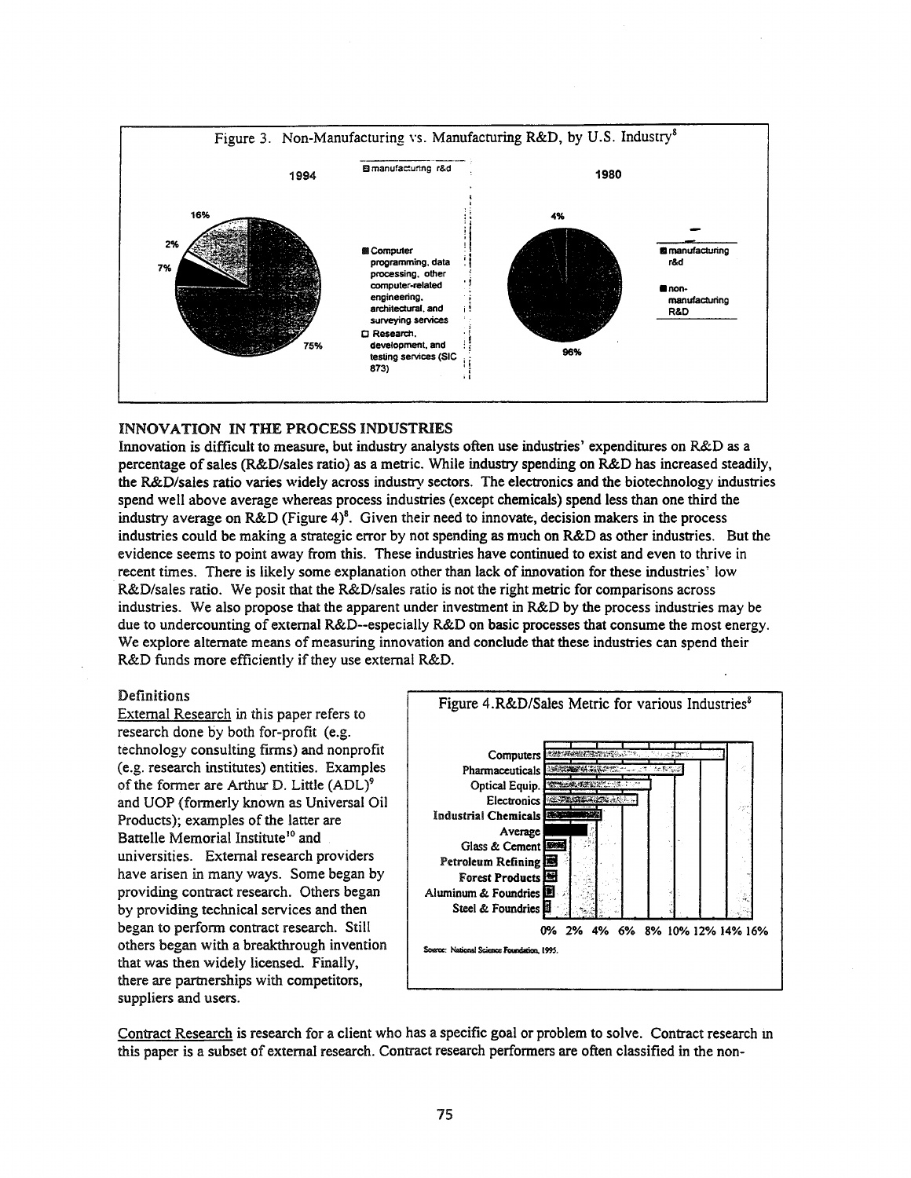Figure 3. Non-Manufacturing vs. Manufacturing R&D, by U.S. Industry[8]

## INNOVATION IN THE PROCESS INDUSTRIES

Innovation is difficult to measure, but industry analysts often use industries' expenditures on R&D as a percentage of sales (R&D/sales ratio) as a metric. While industry spending on R&D has increased steadily, the R&D/sales ratio varies widely across industry sectors. The electronics and the biotechnology industries spend well above average whereas process industries (except chemicals) spend less than one third the industry average on R&D (Figure 4)[8]. Given their need to innovate, decision makers in the process industries could be making a strategic error by not spending as much on R&D as other industries. But the evidence seems to point away from this. These industries have continued to exist and even to thrive in recent times. There is likely some explanation other than lack of innovation for these industries' low R&D/sales ratio. We posit that the R&D/sales ratio is not the right metric for comparisons across industries. We also propose that the apparent under investment in R&D by the process industries may be due to undercounting of external R&D--especially R&D on basic processes that consume the most energy. We explore alternate means of measuring innovation and conclude that these industries can spend their R&D funds more efficiently if they use external R&D.

### Definitions

External Research in this paper refers to research done by both for-profit (e.g. technology consulting firms) and nonprofit (e.g. research institutes) entities. Examples of the former are Arthur D. Little (ADL)[9] and UOP (formerly known as Universal Oil Products); examples of the latter are Battelle Memorial Institute[10] and universities. External research providers have arisen in many ways. Some began by providing contract research. Others began by providing technical services and then began to perform contract research. Still others began with a breakthrough invention that was then widely licensed. Finally, there are partnerships with competitors, suppliers and users.

Figure 4. R&D/Sales Metric for various Industries[8]

Source: National Science Foundation, 1995.

Contract Research is research for a client who has a specific goal or problem to solve. Contract research in this paper is a subset of external research. Contract research performers are often classified in the non-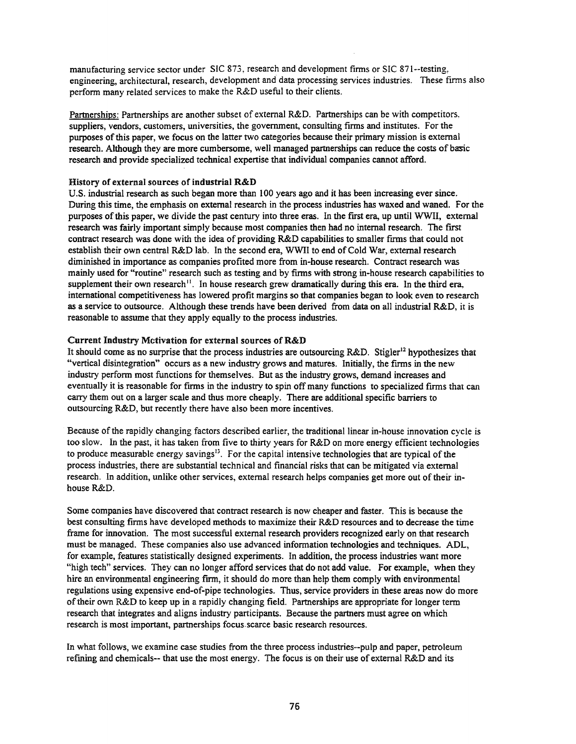manufacturing service sector under SIC 873, research and development firms or SIC 871--testing, engineering, architectural, research, development and data processing services industries. These firms also perform many related services to make the R&D useful to their clients.

Partnerships: Partnerships are another subset of external R&D. Partnerships can be with competitors. suppliers, vendors, customers, universities, the government, consulting firms and institutes. For the purposes of this paper, we focus on the latter two categories because their primary mission is external research. Although they are more cumbersome, well managed partnerships can reduce the costs of basic research and provide specialized technical expertise that individual companies cannot afford.

**History of external sources of industrial R&D**

U.S. industrial research as such began more than 100 years ago and it has been increasing ever since. During this time, the emphasis on external research in the process industries has waxed and waned. For the purposes of this paper, we divide the past century into three eras. In the first era, up until WWII, external research was fairly important simply because most companies then had no internal research. The first contract research was done with the idea of providing R&D capabilities to smaller firms that could not establish their own central R&D lab. In the second era, WWII to end of Cold War, external research diminished in importance as companies profited more from in-house research. Contract research was mainly used for "routine" research such as testing and by firms with strong in-house research capabilities to supplement their own research[11]. In house research grew dramatically during this era. In the third era, international competitiveness has lowered profit margins so that companies began to look even to research as a service to outsource. Although these trends have been derived from data on all industrial R&D, it is reasonable to assume that they apply equally to the process industries.

**Current Industry Motivation for external sources of R&D**

It should come as no surprise that the process industries are outsourcing R&D. Stigler[12] hypothesizes that "vertical disintegration" occurs as a new industry grows and matures. Initially, the firms in the new industry perform most functions for themselves. But as the industry grows, demand increases and eventually it is reasonable for firms in the industry to spin off many functions to specialized firms that can carry them out on a larger scale and thus more cheaply. There are additional specific barriers to outsourcing R&D, but recently there have also been more incentives.

Because of the rapidly changing factors described earlier, the traditional linear in-house innovation cycle is too slow. In the past, it has taken from five to thirty years for R&D on more energy efficient technologies to produce measurable energy savings[13]. For the capital intensive technologies that are typical of the process industries, there are substantial technical and financial risks that can be mitigated via external research. In addition, unlike other services, external research helps companies get more out of their in-house R&D.

Some companies have discovered that contract research is now cheaper and faster. This is because the best consulting firms have developed methods to maximize their R&D resources and to decrease the time frame for innovation. The most successful external research providers recognized early on that research must be managed. These companies also use advanced information technologies and techniques. ADL, for example, features statistically designed experiments. In addition, the process industries want more "high tech" services. They can no longer afford services that do not add value. For example, when they hire an environmental engineering firm, it should do more than help them comply with environmental regulations using expensive end-of-pipe technologies. Thus, service providers in these areas now do more of their own R&D to keep up in a rapidly changing field. Partnerships are appropriate for longer term research that integrates and aligns industry participants. Because the partners must agree on which research is most important, partnerships focus scarce basic research resources.

In what follows, we examine case studies from the three process industries--pulp and paper, petroleum refining and chemicals-- that use the most energy. The focus is on their use of external R&D and its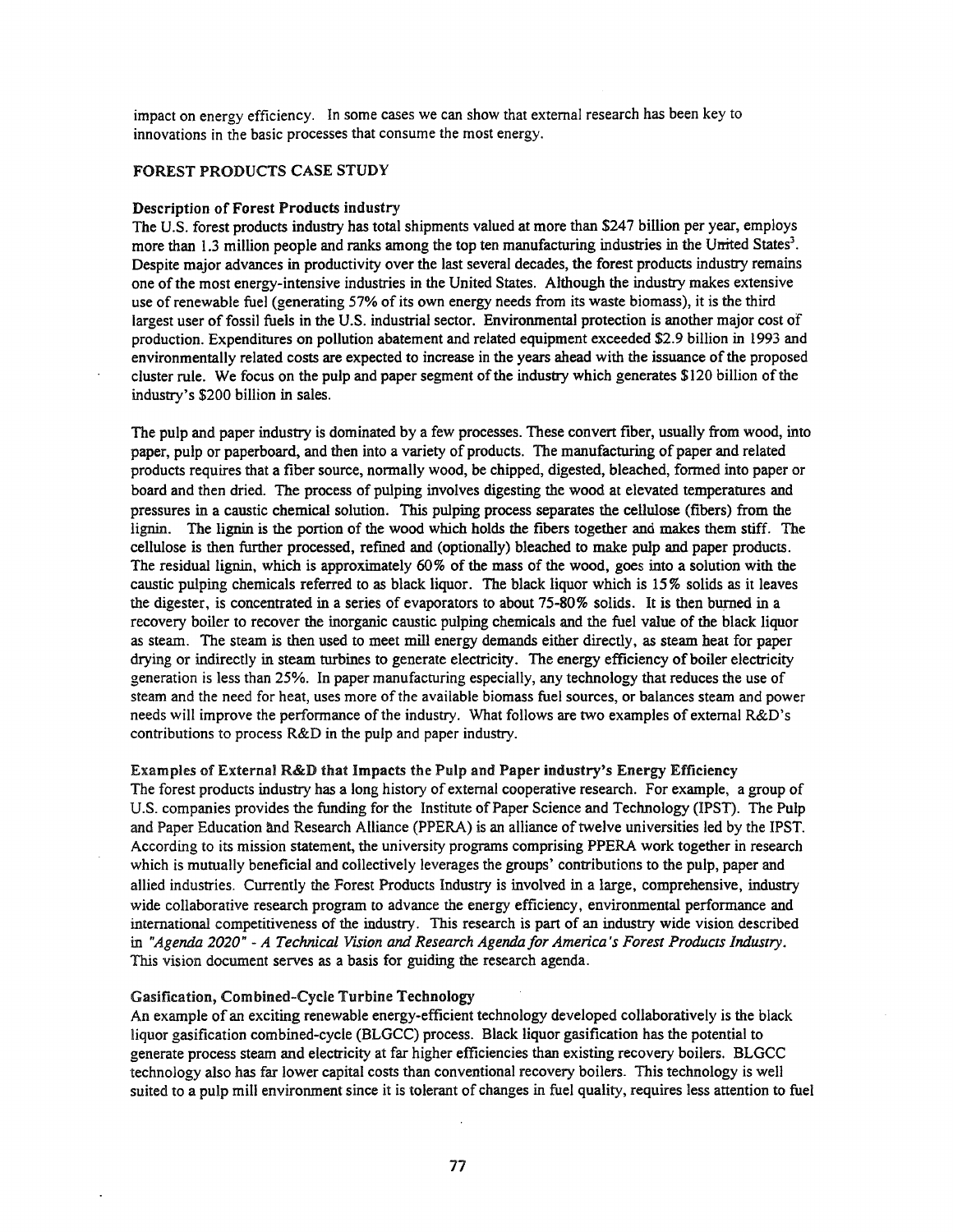impact on energy efficiency. In some cases we can show that external research has been key to innovations in the basic processes that consume the most energy.

## FOREST PRODUCTS CASE STUDY

### Description of Forest Products industry

The U.S. forest products industry has total shipments valued at more than $247 billion per year, employs more than 1.3 million people and ranks among the top ten manufacturing industries in the United States[3]. Despite major advances in productivity over the last several decades, the forest products industry remains one of the most energy-intensive industries in the United States. Although the industry makes extensive use of renewable fuel (generating 57% of its own energy needs from its waste biomass), it is the third largest user of fossil fuels in the U.S. industrial sector. Environmental protection is another major cost of production. Expenditures on pollution abatement and related equipment exceeded $2.9 billion in 1993 and environmentally related costs are expected to increase in the years ahead with the issuance of the proposed cluster rule. We focus on the pulp and paper segment of the industry which generates $120 billion of the industry's $200 billion in sales.

The pulp and paper industry is dominated by a few processes. These convert fiber, usually from wood, into paper, pulp or paperboard, and then into a variety of products. The manufacturing of paper and related products requires that a fiber source, normally wood, be chipped, digested, bleached, formed into paper or board and then dried. The process of pulping involves digesting the wood at elevated temperatures and pressures in a caustic chemical solution. This pulping process separates the cellulose (fibers) from the lignin. The lignin is the portion of the wood which holds the fibers together and makes them stiff. The cellulose is then further processed, refined and (optionally) bleached to make pulp and paper products. The residual lignin, which is approximately 60% of the mass of the wood, goes into a solution with the caustic pulping chemicals referred to as black liquor. The black liquor which is 15% solids as it leaves the digester, is concentrated in a series of evaporators to about 75-80% solids. It is then burned in a recovery boiler to recover the inorganic caustic pulping chemicals and the fuel value of the black liquor as steam. The steam is then used to meet mill energy demands either directly, as steam heat for paper drying or indirectly in steam turbines to generate electricity. The energy efficiency of boiler electricity generation is less than 25%. In paper manufacturing especially, any technology that reduces the use of steam and the need for heat, uses more of the available biomass fuel sources, or balances steam and power needs will improve the performance of the industry. What follows are two examples of external R&D's contributions to process R&D in the pulp and paper industry.

### Examples of External R&D that Impacts the Pulp and Paper industry's Energy Efficiency

The forest products industry has a long history of external cooperative research. For example, a group of U.S. companies provides the funding for the Institute of Paper Science and Technology (IPST). The Pulp and Paper Education and Research Alliance (PPERA) is an alliance of twelve universities led by the IPST. According to its mission statement, the university programs comprising PPERA work together in research which is mutually beneficial and collectively leverages the groups' contributions to the pulp, paper and allied industries. Currently the Forest Products Industry is involved in a large, comprehensive, industry wide collaborative research program to advance the energy efficiency, environmental performance and international competitiveness of the industry. This research is part of an industry wide vision described in *"Agenda 2020" - A Technical Vision and Research Agenda for America's Forest Products Industry*. This vision document serves as a basis for guiding the research agenda.

### Gasification, Combined-Cycle Turbine Technology

An example of an exciting renewable energy-efficient technology developed collaboratively is the black liquor gasification combined-cycle (BLGCC) process. Black liquor gasification has the potential to generate process steam and electricity at far higher efficiencies than existing recovery boilers. BLGCC technology also has far lower capital costs than conventional recovery boilers. This technology is well suited to a pulp mill environment since it is tolerant of changes in fuel quality, requires less attention to fuel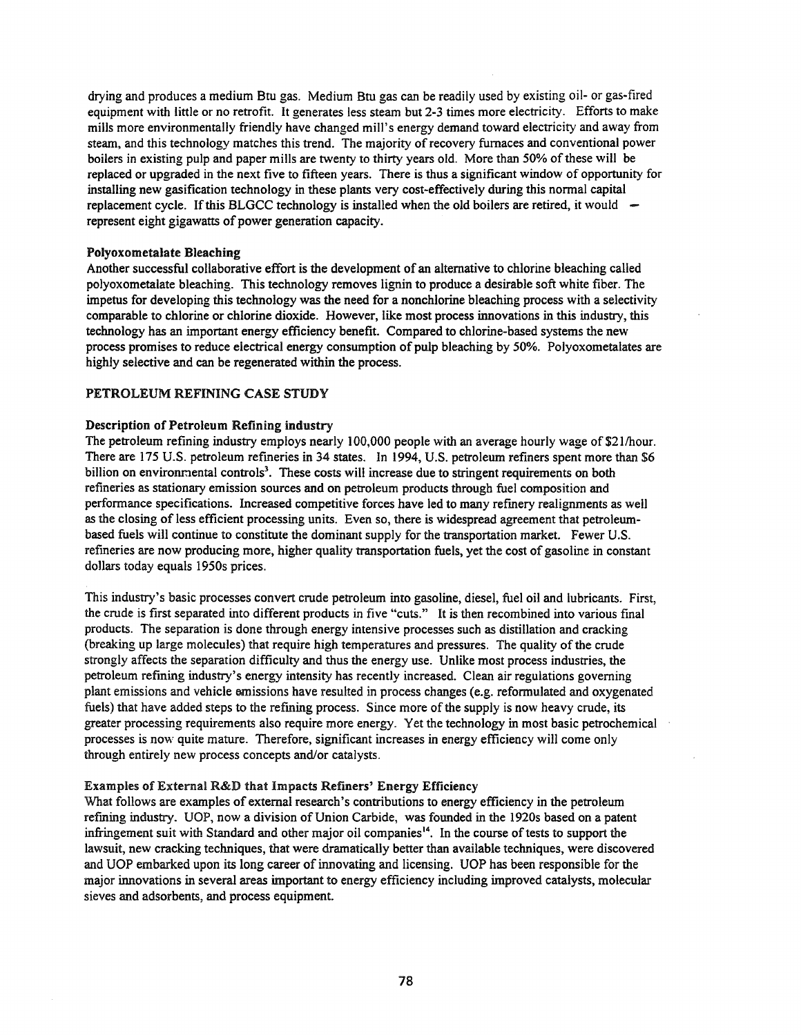drying and produces a medium Btu gas. Medium Btu gas can be readily used by existing oil- or gas-fired equipment with little or no retrofit. It generates less steam but 2-3 times more electricity. Efforts to make mills more environmentally friendly have changed mill's energy demand toward electricity and away from steam, and this technology matches this trend. The majority of recovery furnaces and conventional power boilers in existing pulp and paper mills are twenty to thirty years old. More than 50% of these will be replaced or upgraded in the next five to fifteen years. There is thus a significant window of opportunity for installing new gasification technology in these plants very cost-effectively during this normal capital replacement cycle. If this BLGCC technology is installed when the old boilers are retired, it would represent eight gigawatts of power generation capacity.

**Polyoxometalate Bleaching**

Another successful collaborative effort is the development of an alternative to chlorine bleaching called polyoxometalate bleaching. This technology removes lignin to produce a desirable soft white fiber. The impetus for developing this technology was the need for a nonchlorine bleaching process with a selectivity comparable to chlorine or chlorine dioxide. However, like most process innovations in this industry, this technology has an important energy efficiency benefit. Compared to chlorine-based systems the new process promises to reduce electrical energy consumption of pulp bleaching by 50%. Polyoxometalates are highly selective and can be regenerated within the process.

## PETROLEUM REFINING CASE STUDY

**Description of Petroleum Refining industry**

The petroleum refining industry employs nearly 100,000 people with an average hourly wage of $21/hour. There are 175 U.S. petroleum refineries in 34 states. In 1994, U.S. petroleum refiners spent more than $6 billion on environmental controls[3]. These costs will increase due to stringent requirements on both refineries as stationary emission sources and on petroleum products through fuel composition and performance specifications. Increased competitive forces have led to many refinery realignments as well as the closing of less efficient processing units. Even so, there is widespread agreement that petroleum-based fuels will continue to constitute the dominant supply for the transportation market. Fewer U.S. refineries are now producing more, higher quality transportation fuels, yet the cost of gasoline in constant dollars today equals 1950s prices.

This industry's basic processes convert crude petroleum into gasoline, diesel, fuel oil and lubricants. First, the crude is first separated into different products in five "cuts." It is then recombined into various final products. The separation is done through energy intensive processes such as distillation and cracking (breaking up large molecules) that require high temperatures and pressures. The quality of the crude strongly affects the separation difficulty and thus the energy use. Unlike most process industries, the petroleum refining industry's energy intensity has recently increased. Clean air regulations governing plant emissions and vehicle emissions have resulted in process changes (e.g. reformulated and oxygenated fuels) that have added steps to the refining process. Since more of the supply is now heavy crude, its greater processing requirements also require more energy. Yet the technology in most basic petrochemical processes is now quite mature. Therefore, significant increases in energy efficiency will come only through entirely new process concepts and/or catalysts.

**Examples of External R&D that Impacts Refiners' Energy Efficiency**

What follows are examples of external research's contributions to energy efficiency in the petroleum refining industry. UOP, now a division of Union Carbide, was founded in the 1920s based on a patent infringement suit with Standard and other major oil companies[14]. In the course of tests to support the lawsuit, new cracking techniques, that were dramatically better than available techniques, were discovered and UOP embarked upon its long career of innovating and licensing. UOP has been responsible for the major innovations in several areas important to energy efficiency including improved catalysts, molecular sieves and adsorbents, and process equipment.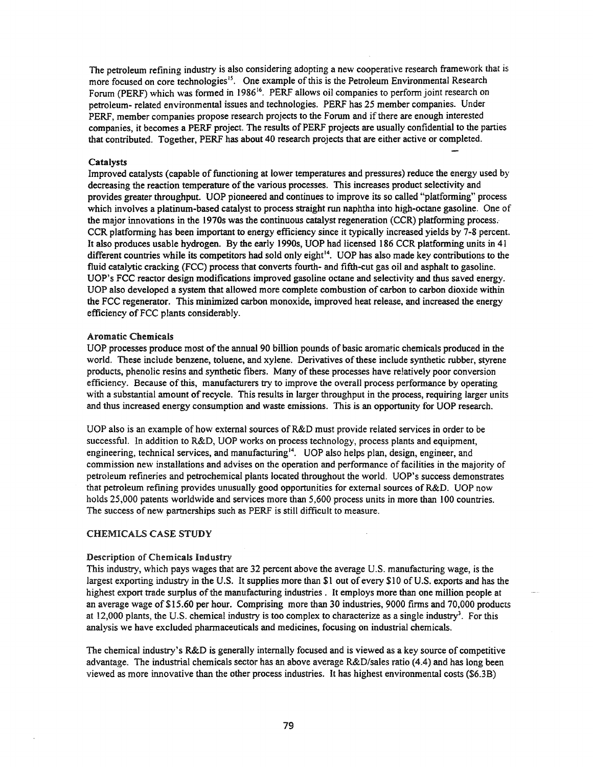The petroleum refining industry is also considering adopting a new cooperative research framework that is more focused on core technologies[15]. One example of this is the Petroleum Environmental Research Forum (PERF) which was formed in 1986[16]. PERF allows oil companies to perform joint research on petroleum- related environmental issues and technologies. PERF has 25 member companies. Under PERF, member companies propose research projects to the Forum and if there are enough interested companies, it becomes a PERF project. The results of PERF projects are usually confidential to the parties that contributed. Together, PERF has about 40 research projects that are either active or completed.

**Catalysts**

Improved catalysts (capable of functioning at lower temperatures and pressures) reduce the energy used by decreasing the reaction temperature of the various processes. This increases product selectivity and provides greater throughput. UOP pioneered and continues to improve its so called "platforming" process which involves a platinum-based catalyst to process straight run naphtha into high-octane gasoline. One of the major innovations in the 1970s was the continuous catalyst regeneration (CCR) platforming process. CCR platforming has been important to energy efficiency since it typically increased yields by 7-8 percent. It also produces usable hydrogen. By the early 1990s, UOP had licensed 186 CCR platforming units in 41 different countries while its competitors had sold only eight[14]. UOP has also made key contributions to the fluid catalytic cracking (FCC) process that converts fourth- and fifth-cut gas oil and asphalt to gasoline. UOP's FCC reactor design modifications improved gasoline octane and selectivity and thus saved energy. UOP also developed a system that allowed more complete combustion of carbon to carbon dioxide within the FCC regenerator. This minimized carbon monoxide, improved heat release, and increased the energy efficiency of FCC plants considerably.

**Aromatic Chemicals**

UOP processes produce most of the annual 90 billion pounds of basic aromatic chemicals produced in the world. These include benzene, toluene, and xylene. Derivatives of these include synthetic rubber, styrene products, phenolic resins and synthetic fibers. Many of these processes have relatively poor conversion efficiency. Because of this, manufacturers try to improve the overall process performance by operating with a substantial amount of recycle. This results in larger throughput in the process, requiring larger units and thus increased energy consumption and waste emissions. This is an opportunity for UOP research.

UOP also is an example of how external sources of R&D must provide related services in order to be successful. In addition to R&D, UOP works on process technology, process plants and equipment, engineering, technical services, and manufacturing[14]. UOP also helps plan, design, engineer, and commission new installations and advises on the operation and performance of facilities in the majority of petroleum refineries and petrochemical plants located throughout the world. UOP's success demonstrates that petroleum refining provides unusually good opportunities for external sources of R&D. UOP now holds 25,000 patents worldwide and services more than 5,600 process units in more than 100 countries. The success of new partnerships such as PERF is still difficult to measure.

## CHEMICALS CASE STUDY

**Description of Chemicals Industry**

This industry, which pays wages that are 32 percent above the average U.S. manufacturing wage, is the largest exporting industry in the U.S. It supplies more than $1 out of every $10 of U.S. exports and has the highest export trade surplus of the manufacturing industries . It employs more than one million people at an average wage of $15.60 per hour. Comprising more than 30 industries, 9000 firms and 70,000 products at 12,000 plants, the U.S. chemical industry is too complex to characterize as a single industry[3]. For this analysis we have excluded pharmaceuticals and medicines, focusing on industrial chemicals.

The chemical industry's R&D is generally internally focused and is viewed as a key source of competitive advantage. The industrial chemicals sector has an above average R&D/sales ratio (4.4) and has long been viewed as more innovative than the other process industries. It has highest environmental costs ($6.3B)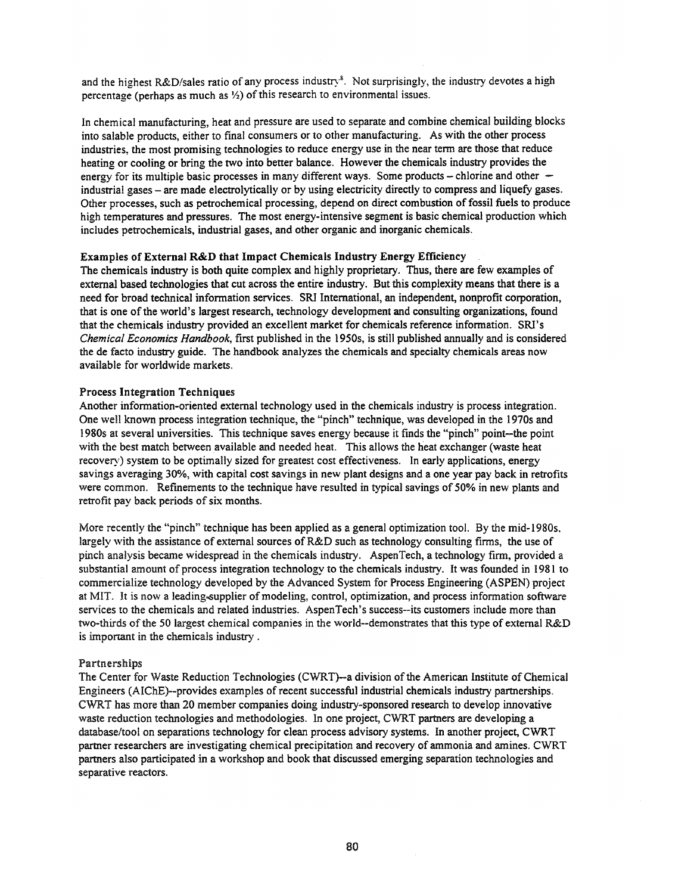and the highest R&D/sales ratio of any process industry[8]. Not surprisingly, the industry devotes a high percentage (perhaps as much as ½) of this research to environmental issues.

In chemical manufacturing, heat and pressure are used to separate and combine chemical building blocks into salable products, either to final consumers or to other manufacturing. As with the other process industries, the most promising technologies to reduce energy use in the near term are those that reduce heating or cooling or bring the two into better balance. However the chemicals industry provides the energy for its multiple basic processes in many different ways. Some products – chlorine and other – industrial gases – are made electrolytically or by using electricity directly to compress and liquefy gases. Other processes, such as petrochemical processing, depend on direct combustion of fossil fuels to produce high temperatures and pressures. The most energy-intensive segment is basic chemical production which includes petrochemicals, industrial gases, and other organic and inorganic chemicals.

**Examples of External R&D that Impact Chemicals Industry Energy Efficiency**

The chemicals industry is both quite complex and highly proprietary. Thus, there are few examples of external based technologies that cut across the entire industry. But this complexity means that there is a need for broad technical information services. SRI International, an independent, nonprofit corporation, that is one of the world's largest research, technology development and consulting organizations, found that the chemicals industry provided an excellent market for chemicals reference information. SRI's *Chemical Economics Handbook*, first published in the 1950s, is still published annually and is considered the de facto industry guide. The handbook analyzes the chemicals and specialty chemicals areas now available for worldwide markets.

**Process Integration Techniques**

Another information-oriented external technology used in the chemicals industry is process integration. One well known process integration technique, the "pinch" technique, was developed in the 1970s and 1980s at several universities. This technique saves energy because it finds the "pinch" point--the point with the best match between available and needed heat. This allows the heat exchanger (waste heat recovery) system to be optimally sized for greatest cost effectiveness. In early applications, energy savings averaging 30%, with capital cost savings in new plant designs and a one year pay back in retrofits were common. Refinements to the technique have resulted in typical savings of 50% in new plants and retrofit pay back periods of six months.

More recently the "pinch" technique has been applied as a general optimization tool. By the mid-1980s, largely with the assistance of external sources of R&D such as technology consulting firms, the use of pinch analysis became widespread in the chemicals industry. AspenTech, a technology firm, provided a substantial amount of process integration technology to the chemicals industry. It was founded in 1981 to commercialize technology developed by the Advanced System for Process Engineering (ASPEN) project at MIT. It is now a leading supplier of modeling, control, optimization, and process information software services to the chemicals and related industries. AspenTech's success--its customers include more than two-thirds of the 50 largest chemical companies in the world--demonstrates that this type of external R&D is important in the chemicals industry .

**Partnerships**

The Center for Waste Reduction Technologies (CWRT)--a division of the American Institute of Chemical Engineers (AIChE)--provides examples of recent successful industrial chemicals industry partnerships. CWRT has more than 20 member companies doing industry-sponsored research to develop innovative waste reduction technologies and methodologies. In one project, CWRT partners are developing a database/tool on separations technology for clean process advisory systems. In another project, CWRT partner researchers are investigating chemical precipitation and recovery of ammonia and amines. CWRT partners also participated in a workshop and book that discussed emerging separation technologies and separative reactors.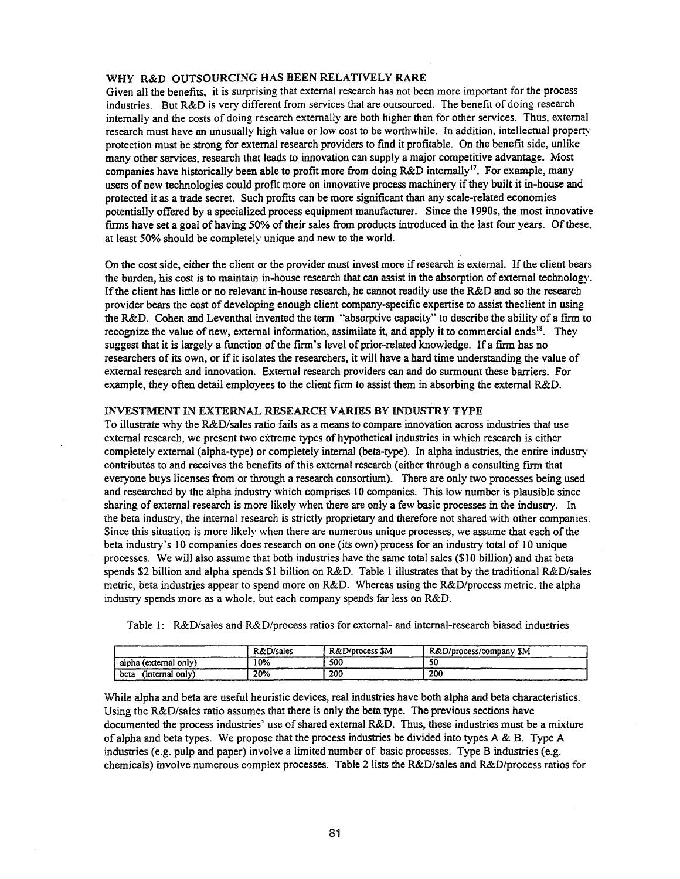## WHY R&D OUTSOURCING HAS BEEN RELATIVELY RARE

Given all the benefits, it is surprising that external research has not been more important for the process industries. But R&D is very different from services that are outsourced. The benefit of doing research internally and the costs of doing research externally are both higher than for other services. Thus, external research must have an unusually high value or low cost to be worthwhile. In addition, intellectual property protection must be strong for external research providers to find it profitable. On the benefit side, unlike many other services, research that leads to innovation can supply a major competitive advantage. Most companies have historically been able to profit more from doing R&D internally[17]. For example, many users of new technologies could profit more on innovative process machinery if they built it in-house and protected it as a trade secret. Such profits can be more significant than any scale-related economies potentially offered by a specialized process equipment manufacturer. Since the 1990s, the most innovative firms have set a goal of having 50% of their sales from products introduced in the last four years. Of these, at least 50% should be completely unique and new to the world.

On the cost side, either the client or the provider must invest more if research is external. If the client bears the burden, his cost is to maintain in-house research that can assist in the absorption of external technology. If the client has little or no relevant in-house research, he cannot readily use the R&D and so the research provider bears the cost of developing enough client company-specific expertise to assist theclient in using the R&D. Cohen and Leventhal invented the term "absorptive capacity" to describe the ability of a firm to recognize the value of new, external information, assimilate it, and apply it to commercial ends[18]. They suggest that it is largely a function of the firm's level of prior-related knowledge. If a firm has no researchers of its own, or if it isolates the researchers, it will have a hard time understanding the value of external research and innovation. External research providers can and do surmount these barriers. For example, they often detail employees to the client firm to assist them in absorbing the external R&D.

## INVESTMENT IN EXTERNAL RESEARCH VARIES BY INDUSTRY TYPE

To illustrate why the R&D/sales ratio fails as a means to compare innovation across industries that use external research, we present two extreme types of hypothetical industries in which research is either completely external (alpha-type) or completely internal (beta-type). In alpha industries, the entire industry contributes to and receives the benefits of this external research (either through a consulting firm that everyone buys licenses from or through a research consortium). There are only two processes being used and researched by the alpha industry which comprises 10 companies. This low number is plausible since sharing of external research is more likely when there are only a few basic processes in the industry. In the beta industry, the internal research is strictly proprietary and therefore not shared with other companies. Since this situation is more likely when there are numerous unique processes, we assume that each of the beta industry's 10 companies does research on one (its own) process for an industry total of 10 unique processes. We will also assume that both industries have the same total sales ($10 billion) and that beta spends $2 billion and alpha spends $1 billion on R&D. Table 1 illustrates that by the traditional R&D/sales metric, beta industries appear to spend more on R&D. Whereas using the R&D/process metric, the alpha industry spends more as a whole, but each company spends far less on R&D.

Table 1: R&D/sales and R&D/process ratios for external- and internal-research biased industries

| | R&D/sales | R&D/process $M | R&D/process/company $M |
|---|---|---|---|
| alpha (external only) | 10% | 500 | 50 |
| beta (internal only) | 20% | 200 | 200 |

While alpha and beta are useful heuristic devices, real industries have both alpha and beta characteristics. Using the R&D/sales ratio assumes that there is only the beta type. The previous sections have documented the process industries' use of shared external R&D. Thus, these industries must be a mixture of alpha and beta types. We propose that the process industries be divided into types A & B. Type A industries (e.g. pulp and paper) involve a limited number of basic processes. Type B industries (e.g. chemicals) involve numerous complex processes. Table 2 lists the R&D/sales and R&D/process ratios for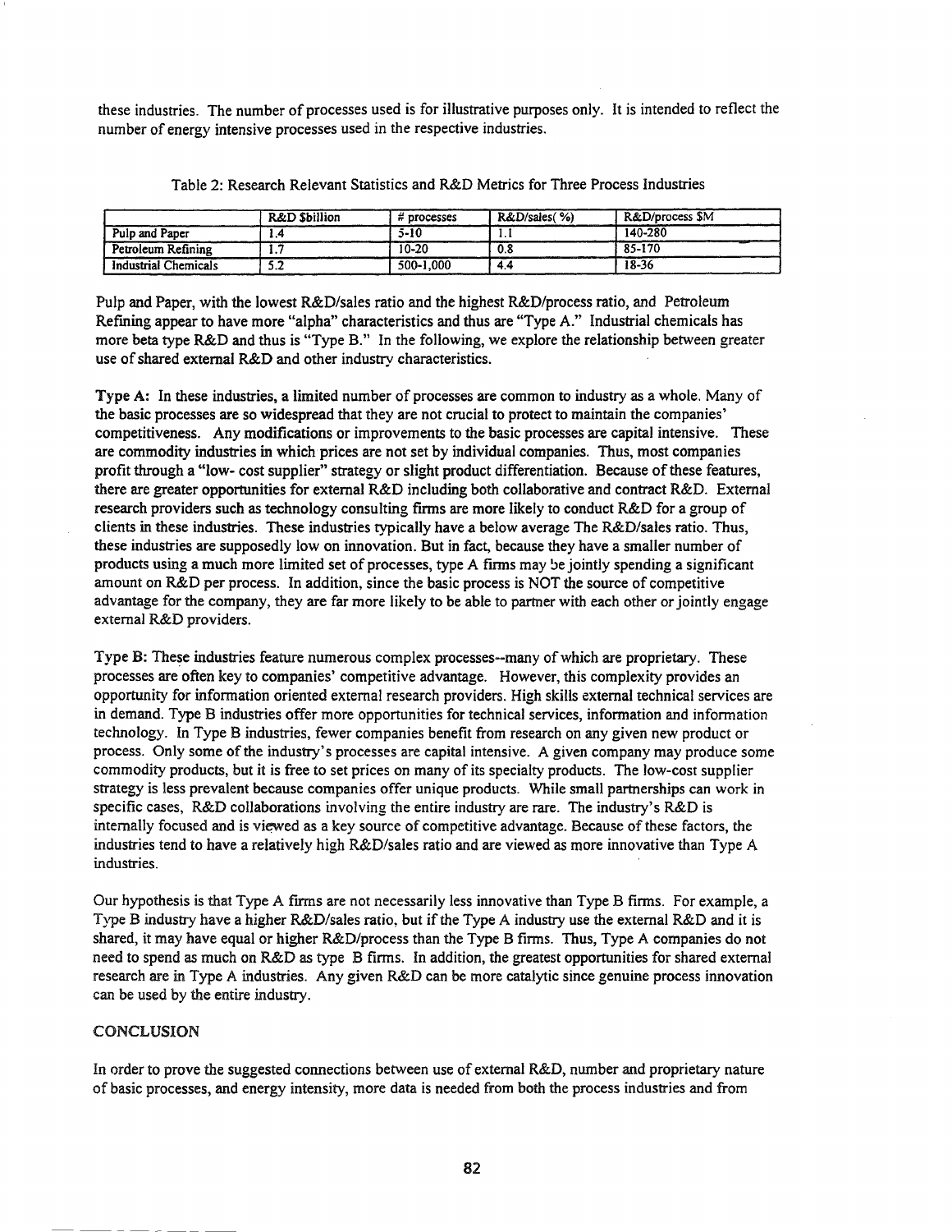these industries. The number of processes used is for illustrative purposes only. It is intended to reflect the number of energy intensive processes used in the respective industries.

Table 2: Research Relevant Statistics and R&D Metrics for Three Process Industries

| | R&D $billion | # processes | R&D/sales( %) | R&D/process $M |
|---|---|---|---|---|
| Pulp and Paper | 1.4 | 5-10 | 1.1 | 140-280 |
| Petroleum Refining | 1.7 | 10-20 | 0.8 | 85-170 |
| Industrial Chemicals | 5.2 | 500-1,000 | 4.4 | 18-36 |

Pulp and Paper, with the lowest R&D/sales ratio and the highest R&D/process ratio, and Petroleum Refining appear to have more "alpha" characteristics and thus are "Type A." Industrial chemicals has more beta type R&D and thus is "Type B." In the following, we explore the relationship between greater use of shared external R&D and other industry characteristics.

**Type A:** In these industries, a limited number of processes are common to industry as a whole. Many of the basic processes are so widespread that they are not crucial to protect to maintain the companies' competitiveness. Any modifications or improvements to the basic processes are capital intensive. These are commodity industries in which prices are not set by individual companies. Thus, most companies profit through a "low- cost supplier" strategy or slight product differentiation. Because of these features, there are greater opportunities for external R&D including both collaborative and contract R&D. External research providers such as technology consulting firms are more likely to conduct R&D for a group of clients in these industries. These industries typically have a below average The R&D/sales ratio. Thus, these industries are supposedly low on innovation. But in fact, because they have a smaller number of products using a much more limited set of processes, type A firms may be jointly spending a significant amount on R&D per process. In addition, since the basic process is NOT the source of competitive advantage for the company, they are far more likely to be able to partner with each other or jointly engage external R&D providers.

**Type B:** These industries feature numerous complex processes--many of which are proprietary. These processes are often key to companies' competitive advantage. However, this complexity provides an opportunity for information oriented external research providers. High skills external technical services are in demand. Type B industries offer more opportunities for technical services, information and information technology. In Type B industries, fewer companies benefit from research on any given new product or process. Only some of the industry's processes are capital intensive. A given company may produce some commodity products, but it is free to set prices on many of its specialty products. The low-cost supplier strategy is less prevalent because companies offer unique products. While small partnerships can work in specific cases, R&D collaborations involving the entire industry are rare. The industry's R&D is internally focused and is viewed as a key source of competitive advantage. Because of these factors, the industries tend to have a relatively high R&D/sales ratio and are viewed as more innovative than Type A industries.

Our hypothesis is that Type A firms are not necessarily less innovative than Type B firms. For example, a Type B industry have a higher R&D/sales ratio, but if the Type A industry use the external R&D and it is shared, it may have equal or higher R&D/process than the Type B firms. Thus, Type A companies do not need to spend as much on R&D as type B firms. In addition, the greatest opportunities for shared external research are in Type A industries. Any given R&D can be more catalytic since genuine process innovation can be used by the entire industry.

## CONCLUSION

In order to prove the suggested connections between use of external R&D, number and proprietary nature of basic processes, and energy intensity, more data is needed from both the process industries and from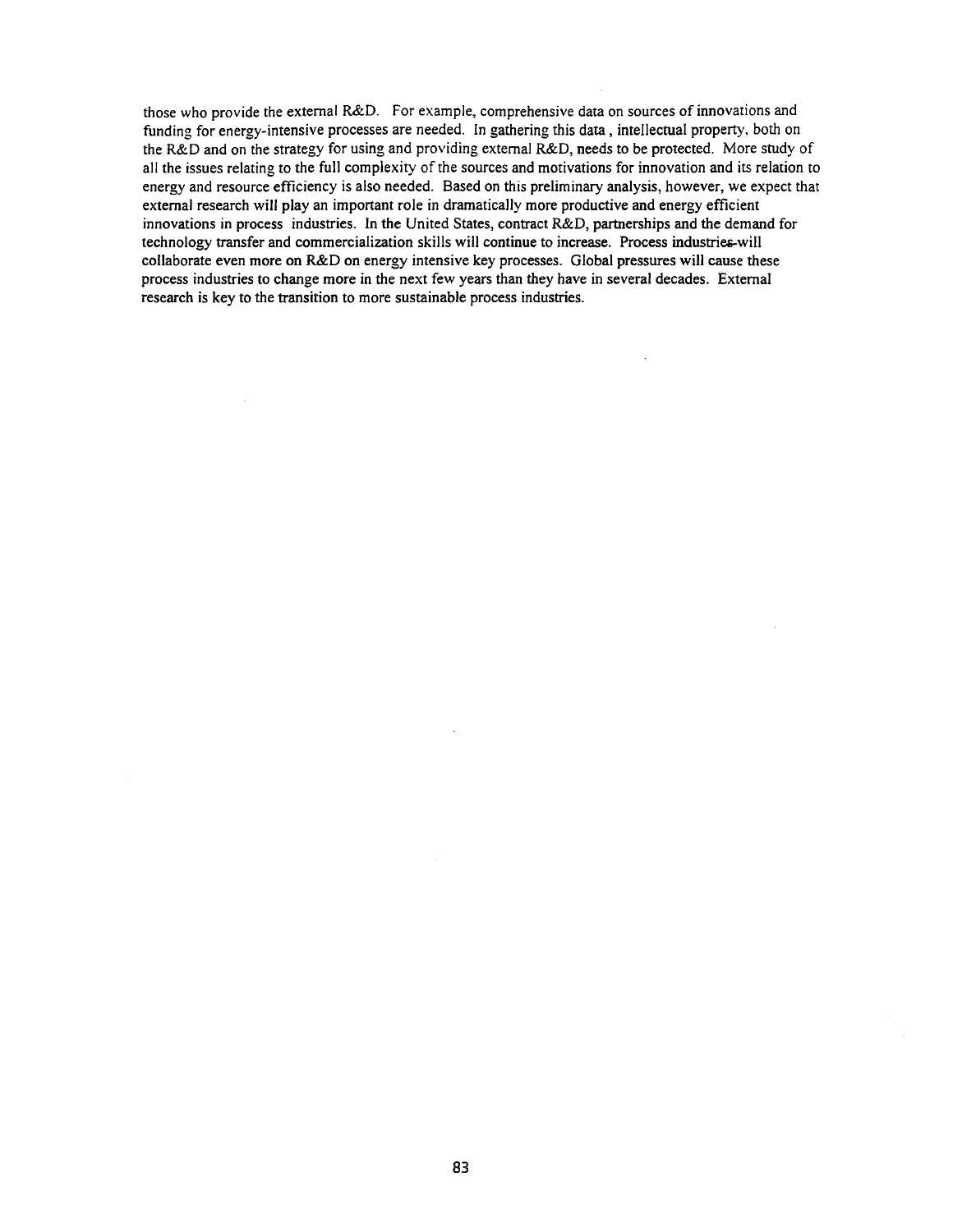those who provide the external R&D. For example, comprehensive data on sources of innovations and funding for energy-intensive processes are needed. In gathering this data , intellectual property, both on the R&D and on the strategy for using and providing external R&D, needs to be protected. More study of all the issues relating to the full complexity of the sources and motivations for innovation and its relation to energy and resource efficiency is also needed. Based on this preliminary analysis, however, we expect that external research will play an important role in dramatically more productive and energy efficient innovations in process industries. In the United States, contract R&D, partnerships and the demand for technology transfer and commercialization skills will continue to increase. Process industries will collaborate even more on R&D on energy intensive key processes. Global pressures will cause these process industries to change more in the next few years than they have in several decades. External research is key to the transition to more sustainable process industries.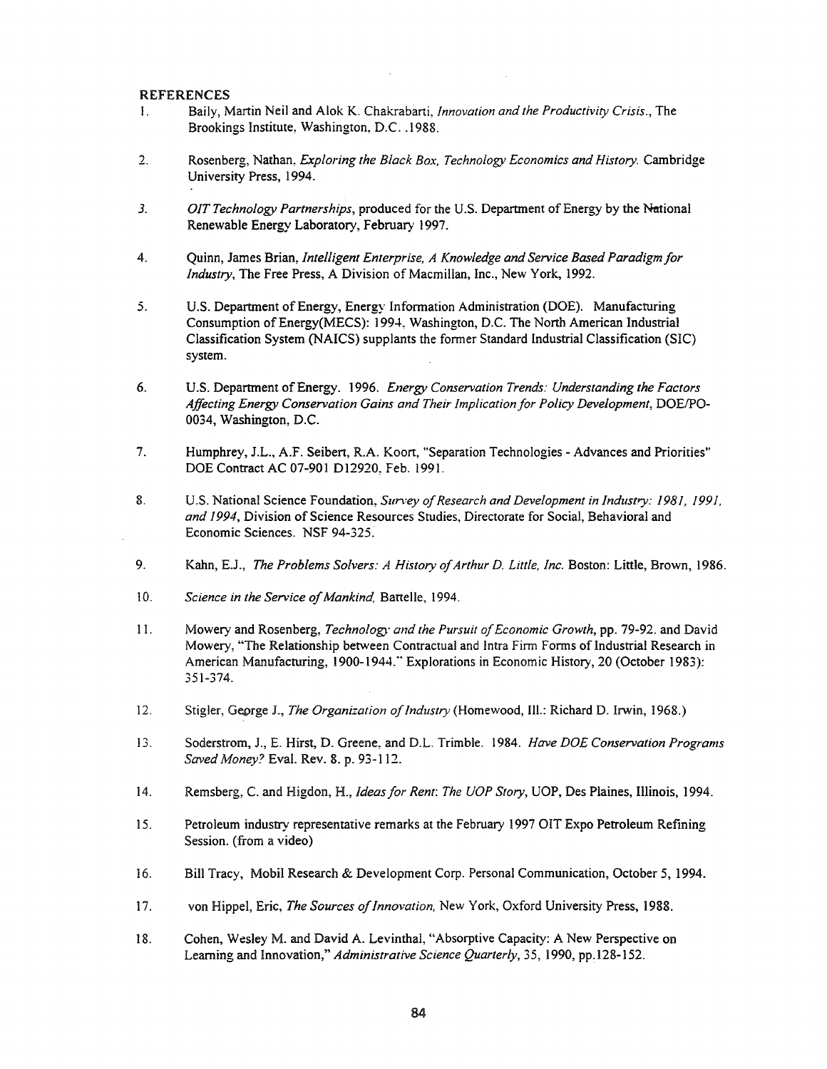## REFERENCES

1. Baily, Martin Neil and Alok K. Chakrabarti, *Innovation and the Productivity Crisis.*, The Brookings Institute, Washington, D.C. .1988.

2. Rosenberg, Nathan, *Exploring the Black Box, Technology Economics and History.* Cambridge University Press, 1994.

3. *OIT Technology Partnerships*, produced for the U.S. Department of Energy by the National Renewable Energy Laboratory, February 1997.

4. Quinn, James Brian, *Intelligent Enterprise, A Knowledge and Service Based Paradigm for Industry*, The Free Press, A Division of Macmillan, Inc., New York, 1992.

5. U.S. Department of Energy, Energy Information Administration (DOE). Manufacturing Consumption of Energy(MECS): 1994, Washington, D.C. The North American Industrial Classification System (NAICS) supplants the former Standard Industrial Classification (SIC) system.

6. U.S. Department of Energy. 1996. *Energy Conservation Trends: Understanding the Factors Affecting Energy Conservation Gains and Their Implication for Policy Development*, DOE/PO-0034, Washington, D.C.

7. Humphrey, J.L., A.F. Seibert, R.A. Koort, "Separation Technologies - Advances and Priorities" DOE Contract AC 07-901 D12920, Feb. 1991.

8. U.S. National Science Foundation, *Survey of Research and Development in Industry: 1981, 1991, and 1994*, Division of Science Resources Studies, Directorate for Social, Behavioral and Economic Sciences. NSF 94-325.

9. Kahn, E.J., *The Problems Solvers: A History of Arthur D. Little, Inc.* Boston: Little, Brown, 1986.

10. *Science in the Service of Mankind,* Battelle, 1994.

11. Mowery and Rosenberg, *Technology and the Pursuit of Economic Growth*, pp. 79-92. and David Mowery, "The Relationship between Contractual and Intra Firm Forms of Industrial Research in American Manufacturing, 1900-1944." Explorations in Economic History, 20 (October 1983): 351-374.

12. Stigler, George J., *The Organization of Industry* (Homewood, Ill.: Richard D. Irwin, 1968.)

13. Soderstrom, J., E. Hirst, D. Greene, and D.L. Trimble. 1984. *Have DOE Conservation Programs Saved Money?* Eval. Rev. 8. p. 93-112.

14. Remsberg, C. and Higdon, H., *Ideas for Rent: The UOP Story*, UOP, Des Plaines, Illinois, 1994.

15. Petroleum industry representative remarks at the February 1997 OIT Expo Petroleum Refining Session. (from a video)

16. Bill Tracy, Mobil Research & Development Corp. Personal Communication, October 5, 1994.

17. von Hippel, Eric, *The Sources of Innovation,* New York, Oxford University Press, 1988.

18. Cohen, Wesley M. and David A. Levinthal, "Absorptive Capacity: A New Perspective on Learning and Innovation," *Administrative Science Quarterly*, 35, 1990, pp.128-152.